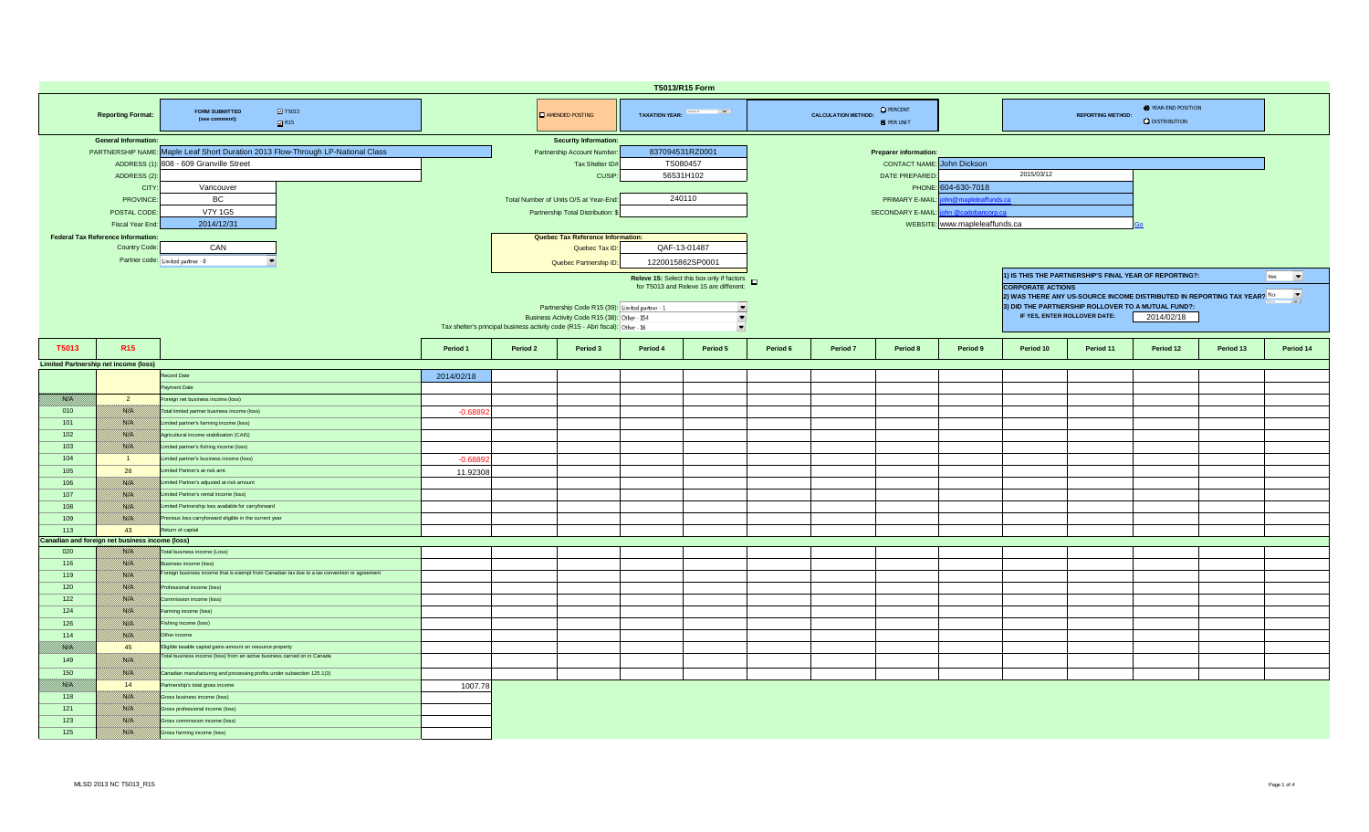# T5013/R15 Form

| Reporting Format: | FORM SUBMITTED (see comment): ☑ T5013 ☑ R15 | AMENDED POSTING | TAXATION YEAR: | CALCULATION METHOD: ○ PERCENT ● PER UNIT | REPORTING METHOD: ● YEAR-END POSITION ○ DISTRIBUTION |
|---|---|---|---|---|---|

**General Information:**

| Field | Value |
|---|---|
| PARTNERSHIP NAME: | Maple Leaf Short Duration 2013 Flow-Through LP-National Class |
| ADDRESS (1): | 808 - 609 Granville Street |
| ADDRESS (2): | |
| CITY: | Vancouver |
| PROVINCE: | BC |
| POSTAL CODE: | V7Y 1G5 |
| Fiscal Year End: | 2014/12/31 |

**Federal Tax Reference Information:**

| Field | Value |
|---|---|
| Country Code: | CAN |
| Partner code: | Limited partner - 0 |

**Security Information:**

| Field | Value |
|---|---|
| Partnership Account Number: | 837094531RZ0001 |
| Tax Shelter ID# | TS080457 |
| CUSIP: | 56531H102 |
| Total Number of Units O/S at Year-End: | 240110 |
| Partnership Total Distribution: $ | |

**Quebec Tax Reference Information:**

| Field | Value |
|---|---|
| Quebec Tax ID: | QAF-13-01487 |
| Quebec Partnership ID: | 1220015862SP0001 |

Releve 15: Select this box only if factors for T5013 and Releve 15 are different: ☐

| Field | Value |
|---|---|
| Partnership Code R15 (39): | Limited partner - 1 |
| Business Activity Code R15 (38): | Other - 154 |
| Tax shelter's principal business activity code (R15 - Abri fiscal): | Other - 16 |

**Preparer information:**

| Field | Value |
|---|---|
| CONTACT NAME: | John Dickson |
| DATE PREPARED: | 2015/03/12 |
| PHONE: | 604-630-7018 |
| PRIMARY E-MAIL: | john@mapleleaffunds.ca |
| SECONDARY E-MAIL: | john@cadobancorp.ca |
| WEBSITE: | www.mapleleaffunds.ca |

1) IS THIS THE PARTNERSHIP'S FINAL YEAR OF REPORTING?: Yes

**CORPORATE ACTIONS**

2) WAS THERE ANY US-SOURCE INCOME DISTRIBUTED IN REPORTING TAX YEAR? No

3) DID THE PARTNERSHIP ROLLOVER TO A MUTUAL FUND?: IF YES, ENTER ROLLOVER DATE: 2014/02/18

| T5013 | R15 | | Period 1 | Period 2 | Period 3 | Period 4 | Period 5 | Period 6 | Period 7 | Period 8 | Period 9 | Period 10 | Period 11 | Period 12 | Period 13 | Period 14 |
|---|---|---|---|---|---|---|---|---|---|---|---|---|---|---|---|---|
| **Limited Partnership net income (loss)** | | | | | | | | | | | | | | | | |
| | | Record Date | 2014/02/18 | | | | | | | | | | | | | |
| | | Payment Date | | | | | | | | | | | | | | |
| N/A | 2 | Foreign net business income (loss) | | | | | | | | | | | | | | |
| 010 | N/A | Total limited partner business income (loss) | -0.68892 | | | | | | | | | | | | | |
| 101 | N/A | Limited partner's farming income (loss) | | | | | | | | | | | | | | |
| 102 | N/A | Agricultural income stabilization (CAIS) | | | | | | | | | | | | | | |
| 103 | N/A | Limited partner's fishing income (loss) | | | | | | | | | | | | | | |
| 104 | 1 | Limited partner's business income (loss) | -0.68892 | | | | | | | | | | | | | |
| 105 | 26 | Limited Partner's at-risk amt. | 11.92308 | | | | | | | | | | | | | |
| 106 | N/A | Limited Partner's adjusted at-risk amount | | | | | | | | | | | | | | |
| 107 | N/A | Limited Partner's rental income (loss) | | | | | | | | | | | | | | |
| 108 | N/A | Limited Partnership loss available for carryforward | | | | | | | | | | | | | | |
| 109 | N/A | Previous loss carryforward eligible in the current year | | | | | | | | | | | | | | |
| 113 | 43 | Return of capital | | | | | | | | | | | | | | |
| **Canadian and foreign net business income (loss)** | | | | | | | | | | | | | | | | |
| 020 | N/A | Total business income (Loss) | | | | | | | | | | | | | | |
| 116 | N/A | Business income (loss) | | | | | | | | | | | | | | |
| 119 | N/A | Foreign business income that is exempt from Canadian tax due to a tax convention or agreement | | | | | | | | | | | | | | |
| 120 | N/A | Professional income (loss) | | | | | | | | | | | | | | |
| 122 | N/A | Commission income (loss) | | | | | | | | | | | | | | |
| 124 | N/A | Farming income (loss) | | | | | | | | | | | | | | |
| 126 | N/A | Fishing income (loss) | | | | | | | | | | | | | | |
| 114 | N/A | Other income | | | | | | | | | | | | | | |
| N/A | 45 | Eligible taxable capital gains amount on resource property | | | | | | | | | | | | | | |
| 149 | N/A | Total business income (loss) from an active business carried on in Canada | | | | | | | | | | | | | | |
| 150 | N/A | Canadian manufacturing and processing profits under subsection 125.1(3) | | | | | | | | | | | | | | |
| N/A | 14 | Partnership's total gross income | 1007.78 | | | | | | | | | | | | | |
| 118 | N/A | Gross business income (loss) | | | | | | | | | | | | | | |
| 121 | N/A | Gross professional income (loss) | | | | | | | | | | | | | | |
| 123 | N/A | Gross commission income (loss) | | | | | | | | | | | | | | |
| 125 | N/A | Gross farming income (loss) | | | | | | | | | | | | | | |

MLSD 2013 NC T5013_R15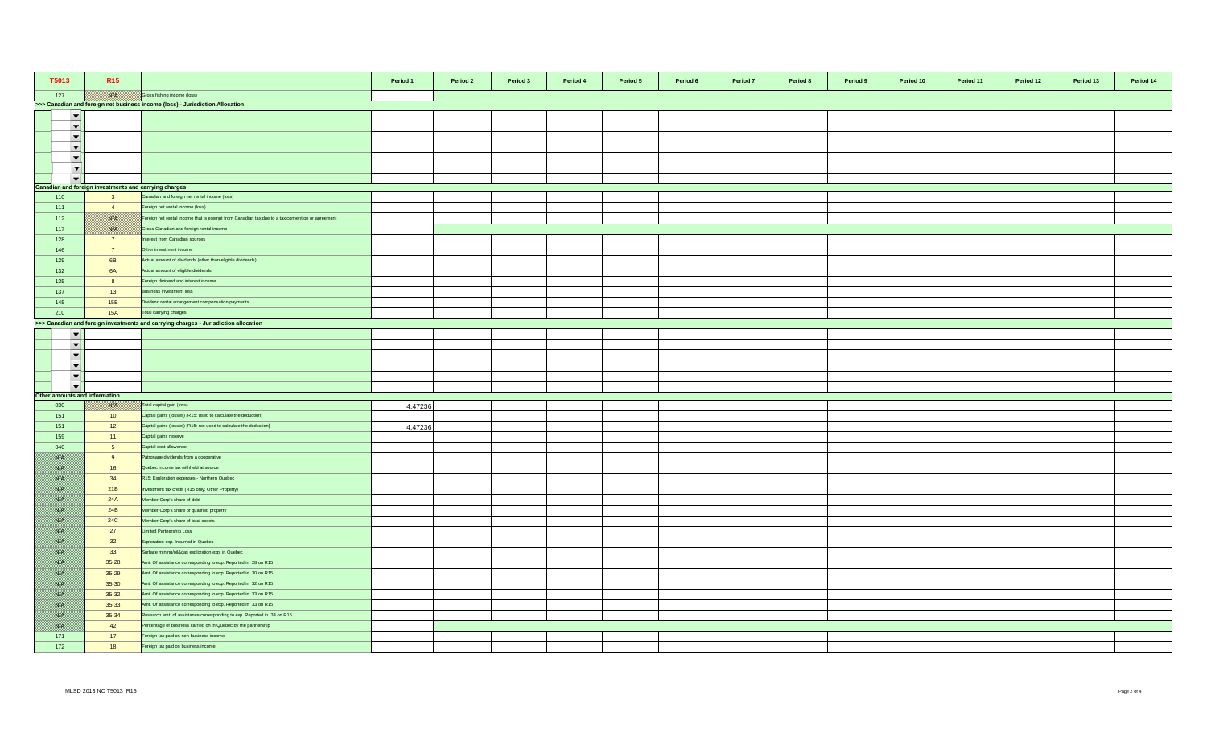| T5013 | R15 | | Period 1 | Period 2 | Period 3 | Period 4 | Period 5 | Period 6 | Period 7 | Period 8 | Period 9 | Period 10 | Period 11 | Period 12 | Period 13 | Period 14 |
|---|---|---|---|---|---|---|---|---|---|---|---|---|---|---|---|---|
| 127 | N/A | Gross fishing income (loss) | | | | | | | | | | | | | | |
| >>> Canadian and foreign net business income (loss) - Jurisdiction Allocation | | | | | | | | | | | | | | | | |
| | | | | | | | | | | | | | | | | |
| | | | | | | | | | | | | | | | | |
| | | | | | | | | | | | | | | | | |
| | | | | | | | | | | | | | | | | |
| | | | | | | | | | | | | | | | | |
| | | | | | | | | | | | | | | | | |
| | | | | | | | | | | | | | | | | |
| **Canadian and foreign investments and carrying charges** | | | | | | | | | | | | | | | | |
| 110 | 3 | Canadian and foreign net rental income (loss) | | | | | | | | | | | | | | |
| 111 | 4 | Foreign net rental income (loss) | | | | | | | | | | | | | | |
| 112 | N/A | Foreign net rental income that is exempt from Canadian tax due to a tax convention or agreement | | | | | | | | | | | | | | |
| 117 | N/A | Gross Canadian and foreign rental income | | | | | | | | | | | | | | |
| 128 | 7 | Interest from Canadian sources | | | | | | | | | | | | | | |
| 146 | 7 | Other investment income | | | | | | | | | | | | | | |
| 129 | 6B | Actual amount of dividends (other than eligible dividends) | | | | | | | | | | | | | | |
| 132 | 6A | Actual amount of eligible dividends | | | | | | | | | | | | | | |
| 135 | 8 | Foreign dividend and interest income | | | | | | | | | | | | | | |
| 137 | 13 | Business investment loss | | | | | | | | | | | | | | |
| 145 | 15B | Dividend rental arrangement compensation payments | | | | | | | | | | | | | | |
| 210 | 15A | Total carrying charges | | | | | | | | | | | | | | |
| >>> Canadian and foreign investments and carrying charges - Jurisdiction allocation | | | | | | | | | | | | | | | | |
| | | | | | | | | | | | | | | | | |
| | | | | | | | | | | | | | | | | |
| | | | | | | | | | | | | | | | | |
| | | | | | | | | | | | | | | | | |
| | | | | | | | | | | | | | | | | |
| | | | | | | | | | | | | | | | | |
| **Other amounts and information** | | | | | | | | | | | | | | | | |
| 030 | N/A | Total capital gain (loss) | 4.47236 | | | | | | | | | | | | | |
| 151 | 10 | Capital gains (losses) [R15: used to calculate the deduction] | | | | | | | | | | | | | | |
| 151 | 12 | Capital gains (losses) [R15: not used to calculate the deduction] | 4.47236 | | | | | | | | | | | | | |
| 159 | 11 | Capital gains reserve | | | | | | | | | | | | | | |
| 040 | 5 | Capital cost allowance | | | | | | | | | | | | | | |
| N/A | 9 | Patronage dividends from a cooperative | | | | | | | | | | | | | | |
| N/A | 16 | Quebec income tax withheld at source | | | | | | | | | | | | | | |
| N/A | 34 | R15: Exploration expenses - Northern Quebec | | | | | | | | | | | | | | |
| N/A | 21B | Investment tax credit (R15 only: Other Property) | | | | | | | | | | | | | | |
| N/A | 24A | Member Corp's share of debt | | | | | | | | | | | | | | |
| N/A | 24B | Member Corp's share of qualified property | | | | | | | | | | | | | | |
| N/A | 24C | Member Corp's share of total assets | | | | | | | | | | | | | | |
| N/A | 27 | Limited Partnership Loss | | | | | | | | | | | | | | |
| N/A | 32 | Exploration exp. Incurred in Quebec | | | | | | | | | | | | | | |
| N/A | 33 | Surface mining/oil&gas exploration exp. in Quebec | | | | | | | | | | | | | | |
| N/A | 35-28 | Amt. Of assistance corresponding to exp. Reported in 28 on R15 | | | | | | | | | | | | | | |
| N/A | 35-29 | Amt. Of assistance corresponding to exp. Reported in 30 on R15 | | | | | | | | | | | | | | |
| N/A | 35-30 | Amt. Of assistance corresponding to exp. Reported in 32 on R15 | | | | | | | | | | | | | | |
| N/A | 35-32 | Amt. Of assistance corresponding to exp. Reported in 33 on R15 | | | | | | | | | | | | | | |
| N/A | 35-33 | Amt. Of assistance corresponding to exp. Reported in 33 on R15 | | | | | | | | | | | | | | |
| N/A | 35-34 | Research amt. of assistance corresponding to exp. Reported in 34 on R15 | | | | | | | | | | | | | | |
| N/A | 42 | Percentage of business carried on in Quebec by the partnership | | | | | | | | | | | | | | |
| 171 | 17 | Foreign tax paid on non-business income | | | | | | | | | | | | | | |
| 172 | 18 | Foreign tax paid on business income | | | | | | | | | | | | | | |

MLSD 2013 NC T5013_R15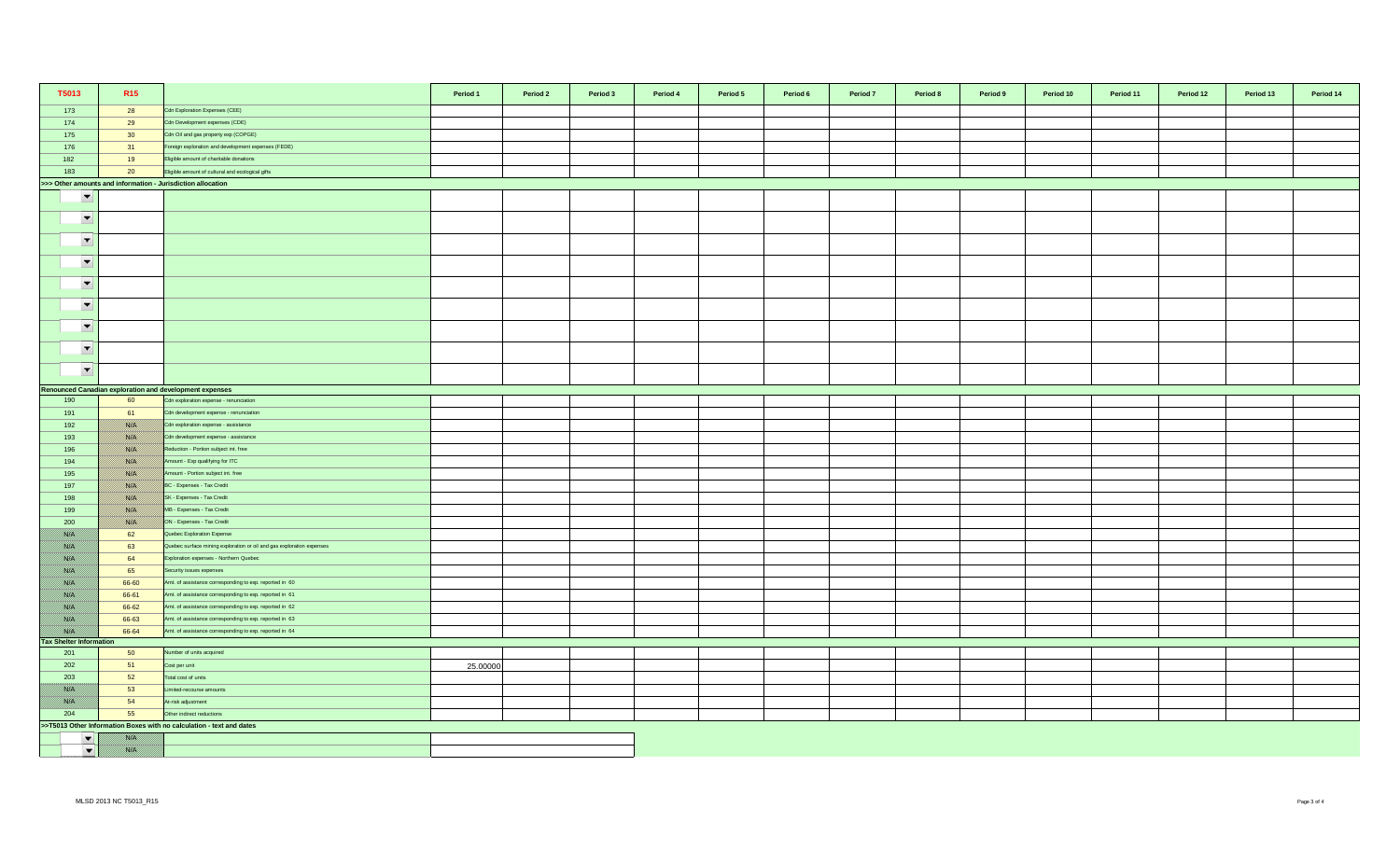| T5013 | R15 | | Period 1 | Period 2 | Period 3 | Period 4 | Period 5 | Period 6 | Period 7 | Period 8 | Period 9 | Period 10 | Period 11 | Period 12 | Period 13 | Period 14 |
|---|---|---|---|---|---|---|---|---|---|---|---|---|---|---|---|---|
| 173 | 28 | Cdn Exploration Expenses (CEE) | | | | | | | | | | | | | | |
| 174 | 29 | Cdn Development expenses (CDE) | | | | | | | | | | | | | | |
| 175 | 30 | Cdn Oil and gas property exp (COPGE) | | | | | | | | | | | | | | |
| 176 | 31 | Foreign exploration and development expenses (FEDE) | | | | | | | | | | | | | | |
| 182 | 19 | Eligible amount of charitable donations | | | | | | | | | | | | | | |
| 183 | 20 | Eligible amount of cultural and ecological gifts | | | | | | | | | | | | | | |
| >>> Other amounts and information - Jurisdiction allocation | | | | | | | | | | | | | | | | |
| | | | | | | | | | | | | | | | | |
| | | | | | | | | | | | | | | | | |
| | | | | | | | | | | | | | | | | |
| | | | | | | | | | | | | | | | | |
| | | | | | | | | | | | | | | | | |
| | | | | | | | | | | | | | | | | |
| | | | | | | | | | | | | | | | | |
| | | | | | | | | | | | | | | | | |
| | | | | | | | | | | | | | | | | |
| Renounced Canadian exploration and development expenses | | | | | | | | | | | | | | | | |
| 190 | 60 | Cdn exploration expense - renunciation | | | | | | | | | | | | | | |
| 191 | 61 | Cdn development expense - renunciation | | | | | | | | | | | | | | |
| 192 | N/A | Cdn exploration expense - assistance | | | | | | | | | | | | | | |
| 193 | N/A | Cdn development expense - assistance | | | | | | | | | | | | | | |
| 196 | N/A | Reduction - Portion subject int. free | | | | | | | | | | | | | | |
| 194 | N/A | Amount - Exp qualifying for ITC | | | | | | | | | | | | | | |
| 195 | N/A | Amount - Portion subject int. free | | | | | | | | | | | | | | |
| 197 | N/A | BC - Expenses - Tax Credit | | | | | | | | | | | | | | |
| 198 | N/A | SK - Expenses - Tax Credit | | | | | | | | | | | | | | |
| 199 | N/A | MB - Expenses - Tax Credit | | | | | | | | | | | | | | |
| 200 | N/A | ON - Expenses - Tax Credit | | | | | | | | | | | | | | |
| N/A | 62 | Quebec Exploration Expense | | | | | | | | | | | | | | |
| N/A | 63 | Quebec surface mining exploration or oil and gas exploration expenses | | | | | | | | | | | | | | |
| N/A | 64 | Exploration expenses - Northern Quebec | | | | | | | | | | | | | | |
| N/A | 65 | Security issues expenses | | | | | | | | | | | | | | |
| N/A | 66-60 | Amt. of assistance corresponding to exp. reported in 60 | | | | | | | | | | | | | | |
| N/A | 66-61 | Amt. of assistance corresponding to exp. reported in 61 | | | | | | | | | | | | | | |
| N/A | 66-62 | Amt. of assistance corresponding to exp. reported in 62 | | | | | | | | | | | | | | |
| N/A | 66-63 | Amt. of assistance corresponding to exp. reported in 63 | | | | | | | | | | | | | | |
| N/A | 66-64 | Amt. of assistance corresponding to exp. reported in 64 | | | | | | | | | | | | | | |
| Tax Shelter Information | | | | | | | | | | | | | | | | |
| 201 | 50 | Number of units acquired | | | | | | | | | | | | | | |
| 202 | 51 | Cost per unit | 25.00000 | | | | | | | | | | | | | |
| 203 | 52 | Total cost of units | | | | | | | | | | | | | | |
| N/A | 53 | Limited-recourse amounts | | | | | | | | | | | | | | |
| N/A | 54 | At-risk adjustment | | | | | | | | | | | | | | |
| 204 | 55 | Other indirect reductions | | | | | | | | | | | | | | |
| >>T5013 Other Information Boxes with no calculation - text and dates | | | | | | | | | | | | | | | | |
| | N/A | | | | | | | | | | | | | | | |
| | N/A | | | | | | | | | | | | | | | |

MLSD 2013 NC T5013_R15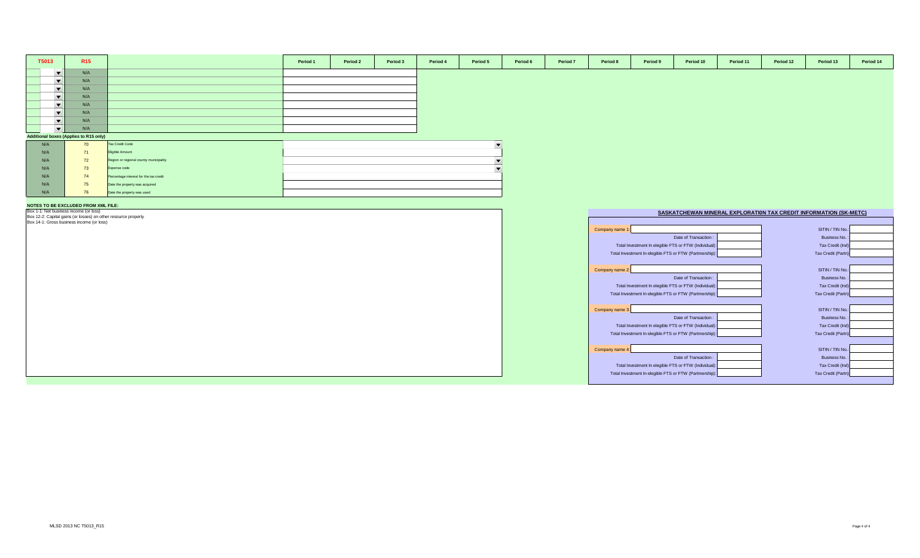| T5013 | R15 | | Period 1 | Period 2 | Period 3 | Period 4 | Period 5 | Period 6 | Period 7 | Period 8 | Period 9 | Period 10 | Period 11 | Period 12 | Period 13 | Period 14 |
|---|---|---|---|---|---|---|---|---|---|---|---|---|---|---|---|---|
| | N/A | | | | | | | | | | | | | | | |
| | N/A | | | | | | | | | | | | | | | |
| | N/A | | | | | | | | | | | | | | | |
| | N/A | | | | | | | | | | | | | | | |
| | N/A | | | | | | | | | | | | | | | |
| | N/A | | | | | | | | | | | | | | | |
| | N/A | | | | | | | | | | | | | | | |
| | N/A | | | | | | | | | | | | | | | |

**Additional boxes (Applies to R15 only)**

| | | | |
|---|---|---|---|
| N/A | 70 | Tax Credit Code | |
| N/A | 71 | Eligible Amount | |
| N/A | 72 | Region or regional county municipality | |
| N/A | 73 | Expense code | |
| N/A | 74 | Percentage interest for the tax credit | |
| N/A | 75 | Date the property was acquired | |
| N/A | 76 | Date the property was used | |

**NOTES TO BE EXCLUDED FROM XML FILE:**

Box 1-1: Net business income (or loss)
Box 12-2: Capital gains (or losses) on other resource property
Box 14-1: Gross business income (or loss)

## SASKATCHEWAN MINERAL EXPLORATION TAX CREDIT INFORMATION (SK-METC)

| | | | |
|---|---|---|---|
| Company name 1: | | SITIN / TIN No.: | |
| Date of Transaction : | | Business No. : | |
| Total Investment In elegible FTS or FTW (Individual): | | Tax Credit (Ind) | |
| Total Investment In elegible FTS or FTW (Partmership): | | Tax Credit (Partn) | |
| Company name 2: | | SITIN / TIN No.: | |
| Date of Transaction : | | Business No. : | |
| Total Investment In elegible FTS or FTW (Individual): | | Tax Credit (Ind) | |
| Total Investment In elegible FTS or FTW (Partmership): | | Tax Credit (Partn) | |
| Company name 3: | | SITIN / TIN No.: | |
| Date of Transaction : | | Business No. : | |
| Total Investment In elegible FTS or FTW (Individual): | | Tax Credit (Ind) | |
| Total Investment In elegible FTS or FTW (Partmership): | | Tax Credit (Partn) | |
| Company name 4: | | SITIN / TIN No.: | |
| Date of Transaction : | | Business No. : | |
| Total Investment In elegible FTS or FTW (Individual): | | Tax Credit (Ind) | |
| Total Investment In elegible FTS or FTW (Partmership): | | Tax Credit (Partn) | |

MLSD 2013 NC T5013_R15